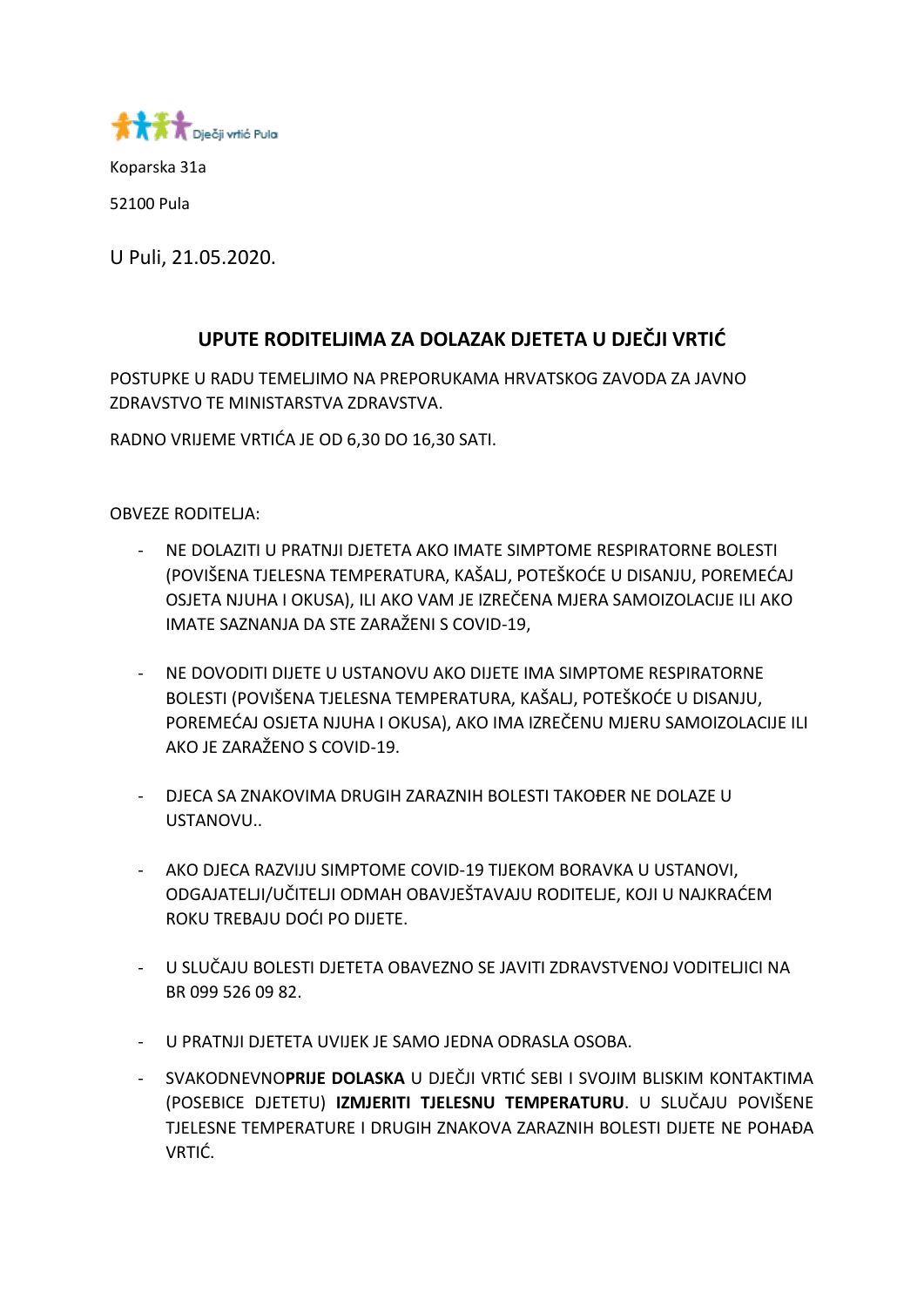Dječji vrtić Pula

Koparska 31a

52100 Pula

U Puli, 21.05.2020.

## UPUTE RODITELJIMA ZA DOLAZAK DJETETA U DJEČJI VRTIĆ

POSTUPKE U RADU TEMELJIMO NA PREPORUKAMA HRVATSKOG ZAVODA ZA JAVNO ZDRAVSTVO TE MINISTARSTVA ZDRAVSTVA.

RADNO VRIJEME VRTIĆA JE OD 6,30 DO 16,30 SATI.

OBVEZE RODITELJA:

- NE DOLAZITI U PRATNJI DJETETA AKO IMATE SIMPTOME RESPIRATORNE BOLESTI (POVIŠENA TJELESNA TEMPERATURA, KAŠALJ, POTEŠKOĆE U DISANJU, POREMEĆAJ OSJETA NJUHA I OKUSA), ILI AKO VAM JE IZREČENA MJERA SAMOIZOLACIJE ILI AKO IMATE SAZNANJA DA STE ZARAŽENI S COVID-19,

- NE DOVODITI DIJETE U USTANOVU AKO DIJETE IMA SIMPTOME RESPIRATORNE BOLESTI (POVIŠENA TJELESNA TEMPERATURA, KAŠALJ, POTEŠKOĆE U DISANJU, POREMEĆAJ OSJETA NJUHA I OKUSA), AKO IMA IZREČENU MJERU SAMOIZOLACIJE ILI AKO JE ZARAŽENO S COVID-19.

- DJECA SA ZNAKOVIMA DRUGIH ZARAZNIH BOLESTI TAKOĐER NE DOLAZE U USTANOVU..

- AKO DJECA RAZVIJU SIMPTOME COVID-19 TIJEKOM BORAVKA U USTANOVI, ODGAJATELJI/UČITELJI ODMAH OBAVJEŠTAVAJU RODITELJE, KOJI U NAJKRAĆEM ROKU TREBAJU DOĆI PO DIJETE.

- U SLUČAJU BOLESTI DJETETA OBAVEZNO SE JAVITI ZDRAVSTVENOJ VODITELJICI NA BR 099 526 09 82.

- U PRATNJI DJETETA UVIJEK JE SAMO JEDNA ODRASLA OSOBA.

- SVAKODNEVNO**PRIJE DOLASKA** U DJEČJI VRTIĆ SEBI I SVOJIM BLISKIM KONTAKTIMA (POSEBICE DJETETU) **IZMJERITI TJELESNU TEMPERATURU**. U SLUČAJU POVIŠENE TJELESNE TEMPERATURE I DRUGIH ZNAKOVA ZARAZNIH BOLESTI DIJETE NE POHAĐA VRTIĆ.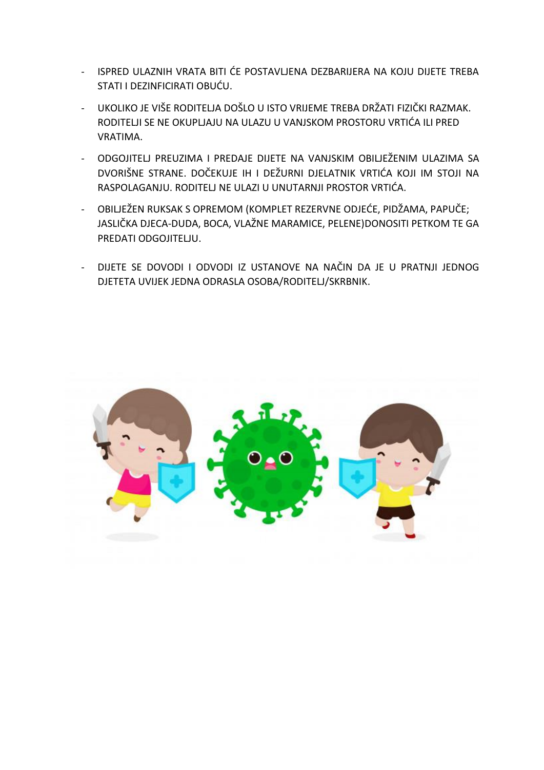- ISPRED ULAZNIH VRATA BITI ĆE POSTAVLJENA DEZBARIJERA NA KOJU DIJETE TREBA STATI I DEZINFICIRATI OBUĆU.
- UKOLIKO JE VIŠE RODITELJA DOŠLO U ISTO VRIJEME TREBA DRŽATI FIZIČKI RAZMAK. RODITELJI SE NE OKUPLJAJU NA ULAZU U VANJSKOM PROSTORU VRTIĆA ILI PRED VRATIMA.
- ODGOJITELJ PREUZIMA I PREDAJE DIJETE NA VANJSKIM OBILJEŽENIM ULAZIMA SA DVORIŠNE STRANE. DOČEKUJE IH I DEŽURNI DJELATNIK VRTIĆA KOJI IM STOJI NA RASPOLAGANJU. RODITELJ NE ULAZI U UNUTARNJI PROSTOR VRTIĆA.
- OBILJEŽEN RUKSAK S OPREMOM (KOMPLET REZERVNE ODJEĆE, PIDŽAMA, PAPUČE; JASLIČKA DJECA-DUDA, BOCA, VLAŽNE MARAMICE, PELENE)DONOSITI PETKOM TE GA PREDATI ODGOJITELJU.
- DIJETE SE DOVODI I ODVODI IZ USTANOVE NA NAČIN DA JE U PRATNJI JEDNOG DJETETA UVIJEK JEDNA ODRASLA OSOBA/RODITELJ/SKRBNIK.